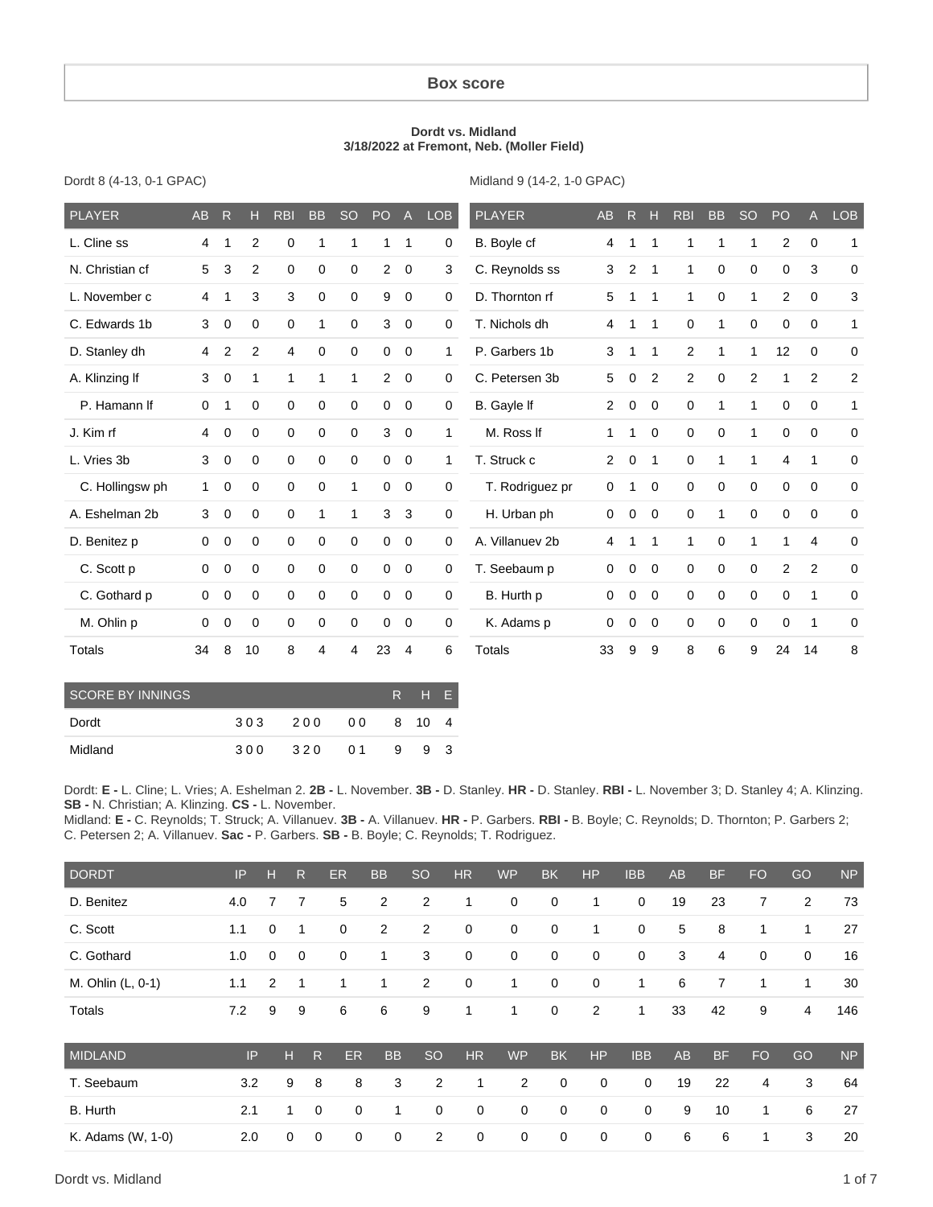## Box score

**Dordt vs. Midland**
**3/18/2022 at Fremont, Neb. (Moller Field)**

Dordt 8 (4-13, 0-1 GPAC)

| PLAYER | AB | R | H | RBI | BB | SO | PO | A | LOB |
|---|---|---|---|---|---|---|---|---|---|
| L. Cline ss | 4 | 1 | 2 | 0 | 1 | 1 | 1 | 1 | 0 |
| N. Christian cf | 5 | 3 | 2 | 0 | 0 | 0 | 2 | 0 | 3 |
| L. November c | 4 | 1 | 3 | 3 | 0 | 0 | 9 | 0 | 0 |
| C. Edwards 1b | 3 | 0 | 0 | 0 | 1 | 0 | 3 | 0 | 0 |
| D. Stanley dh | 4 | 2 | 2 | 4 | 0 | 0 | 0 | 0 | 1 |
| A. Klinzing lf | 3 | 0 | 1 | 1 | 1 | 1 | 2 | 0 | 0 |
| P. Hamann lf | 0 | 1 | 0 | 0 | 0 | 0 | 0 | 0 | 0 |
| J. Kim rf | 4 | 0 | 0 | 0 | 0 | 0 | 3 | 0 | 1 |
| L. Vries 3b | 3 | 0 | 0 | 0 | 0 | 0 | 0 | 0 | 1 |
| C. Hollingsw ph | 1 | 0 | 0 | 0 | 0 | 1 | 0 | 0 | 0 |
| A. Eshelman 2b | 3 | 0 | 0 | 0 | 1 | 1 | 3 | 3 | 0 |
| D. Benitez p | 0 | 0 | 0 | 0 | 0 | 0 | 0 | 0 | 0 |
| C. Scott p | 0 | 0 | 0 | 0 | 0 | 0 | 0 | 0 | 0 |
| C. Gothard p | 0 | 0 | 0 | 0 | 0 | 0 | 0 | 0 | 0 |
| M. Ohlin p | 0 | 0 | 0 | 0 | 0 | 0 | 0 | 0 | 0 |
| Totals | 34 | 8 | 10 | 8 | 4 | 4 | 23 | 4 | 6 |

Midland 9 (14-2, 1-0 GPAC)

| PLAYER | AB | R | H | RBI | BB | SO | PO | A | LOB |
|---|---|---|---|---|---|---|---|---|---|
| B. Boyle cf | 4 | 1 | 1 | 1 | 1 | 1 | 2 | 0 | 1 |
| C. Reynolds ss | 3 | 2 | 1 | 1 | 0 | 0 | 0 | 3 | 0 |
| D. Thornton rf | 5 | 1 | 1 | 1 | 0 | 1 | 2 | 0 | 3 |
| T. Nichols dh | 4 | 1 | 1 | 0 | 1 | 0 | 0 | 0 | 1 |
| P. Garbers 1b | 3 | 1 | 1 | 2 | 1 | 1 | 12 | 0 | 0 |
| C. Petersen 3b | 5 | 0 | 2 | 2 | 0 | 2 | 1 | 2 | 2 |
| B. Gayle lf | 2 | 0 | 0 | 0 | 1 | 1 | 0 | 0 | 1 |
| M. Ross lf | 1 | 1 | 0 | 0 | 0 | 1 | 0 | 0 | 0 |
| T. Struck c | 2 | 0 | 1 | 0 | 1 | 1 | 4 | 1 | 0 |
| T. Rodriguez pr | 0 | 1 | 0 | 0 | 0 | 0 | 0 | 0 | 0 |
| H. Urban ph | 0 | 0 | 0 | 0 | 1 | 0 | 0 | 0 | 0 |
| A. Villanuev 2b | 4 | 1 | 1 | 1 | 0 | 1 | 1 | 4 | 0 |
| T. Seebaum p | 0 | 0 | 0 | 0 | 0 | 0 | 2 | 2 | 0 |
| B. Hurth p | 0 | 0 | 0 | 0 | 0 | 0 | 0 | 1 | 0 |
| K. Adams p | 0 | 0 | 0 | 0 | 0 | 0 | 0 | 1 | 0 |
| Totals | 33 | 9 | 9 | 8 | 6 | 9 | 24 | 14 | 8 |

| SCORE BY INNINGS | | | | R | H | E |
|---|---|---|---|---|---|---|
| Dordt | 3 0 3 | 2 0 0 | 0 0 | 8 | 10 | 4 |
| Midland | 3 0 0 | 3 2 0 | 0 1 | 9 | 9 | 3 |

Dordt: **E -** L. Cline; L. Vries; A. Eshelman 2. **2B -** L. November. **3B -** D. Stanley. **HR -** D. Stanley. **RBI -** L. November 3; D. Stanley 4; A. Klinzing. **SB -** N. Christian; A. Klinzing. **CS -** L. November.
Midland: **E -** C. Reynolds; T. Struck; A. Villanuev. **3B -** A. Villanuev. **HR -** P. Garbers. **RBI -** B. Boyle; C. Reynolds; D. Thornton; P. Garbers 2; C. Petersen 2; A. Villanuev. **Sac -** P. Garbers. **SB -** B. Boyle; C. Reynolds; T. Rodriguez.

| DORDT | IP | H | R | ER | BB | SO | HR | WP | BK | HP | IBB | AB | BF | FO | GO | NP |
|---|---|---|---|---|---|---|---|---|---|---|---|---|---|---|---|---|
| D. Benitez | 4.0 | 7 | 7 | 5 | 2 | 2 | 1 | 0 | 0 | 1 | 0 | 19 | 23 | 7 | 2 | 73 |
| C. Scott | 1.1 | 0 | 1 | 0 | 2 | 2 | 0 | 0 | 0 | 1 | 0 | 5 | 8 | 1 | 1 | 27 |
| C. Gothard | 1.0 | 0 | 0 | 0 | 1 | 3 | 0 | 0 | 0 | 0 | 0 | 3 | 4 | 0 | 0 | 16 |
| M. Ohlin (L, 0-1) | 1.1 | 2 | 1 | 1 | 1 | 2 | 0 | 1 | 0 | 0 | 1 | 6 | 7 | 1 | 1 | 30 |
| Totals | 7.2 | 9 | 9 | 6 | 6 | 9 | 1 | 1 | 0 | 2 | 1 | 33 | 42 | 9 | 4 | 146 |

| MIDLAND | IP | H | R | ER | BB | SO | HR | WP | BK | HP | IBB | AB | BF | FO | GO | NP |
|---|---|---|---|---|---|---|---|---|---|---|---|---|---|---|---|---|
| T. Seebaum | 3.2 | 9 | 8 | 8 | 3 | 2 | 1 | 2 | 0 | 0 | 0 | 19 | 22 | 4 | 3 | 64 |
| B. Hurth | 2.1 | 1 | 0 | 0 | 1 | 0 | 0 | 0 | 0 | 0 | 0 | 9 | 10 | 1 | 6 | 27 |
| K. Adams (W, 1-0) | 2.0 | 0 | 0 | 0 | 0 | 2 | 0 | 0 | 0 | 0 | 0 | 6 | 6 | 1 | 3 | 20 |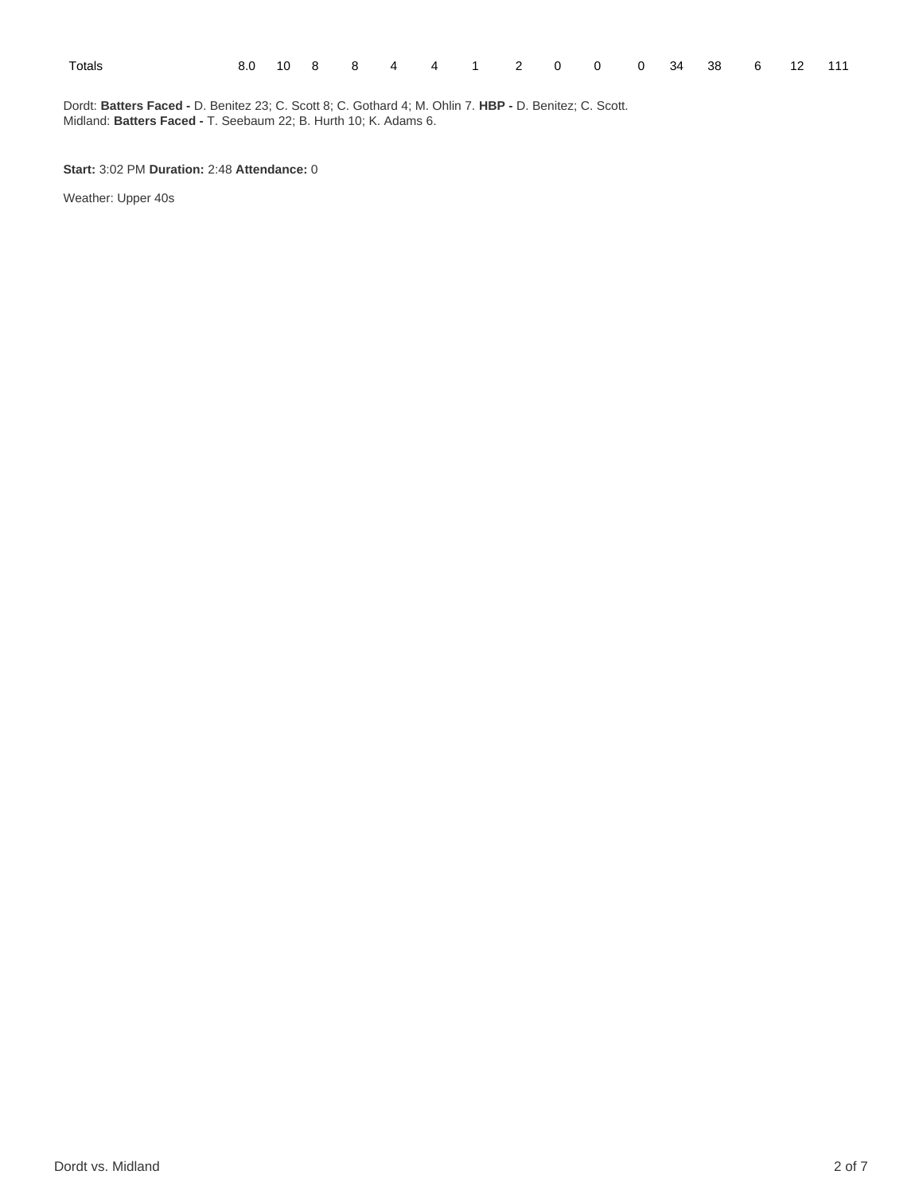| Totals | 8.0 | 10 | 8 | 8 | 4 | 4 | 1 | 2 | 0 | 0 | 0 | 34 | 38 | 6 | 12 | 111 |
|---|---|---|---|---|---|---|---|---|---|---|---|---|---|---|---|---|

Dordt: **Batters Faced -** D. Benitez 23; C. Scott 8; C. Gothard 4; M. Ohlin 7. **HBP -** D. Benitez; C. Scott.
Midland: **Batters Faced -** T. Seebaum 22; B. Hurth 10; K. Adams 6.

**Start:** 3:02 PM **Duration:** 2:48 **Attendance:** 0

Weather: Upper 40s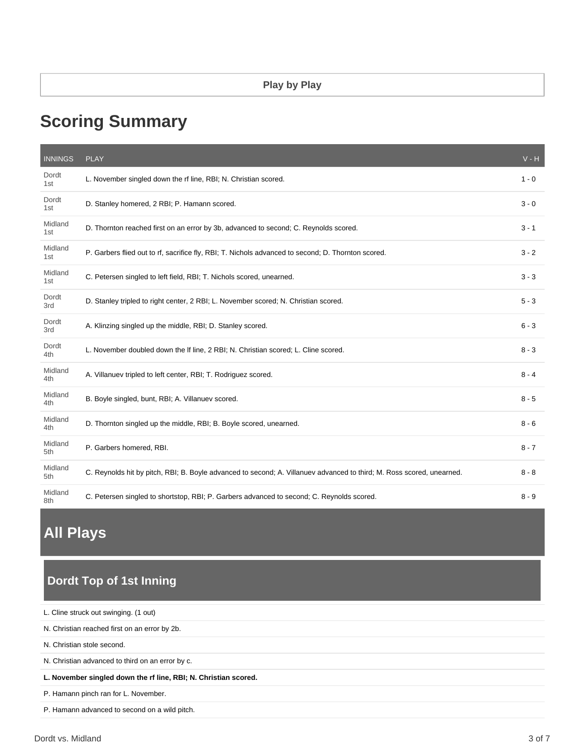Play by Play

# Scoring Summary

| INNINGS | PLAY | V - H |
|---|---|---|
| Dordt 1st | L. November singled down the rf line, RBI; N. Christian scored. | 1 - 0 |
| Dordt 1st | D. Stanley homered, 2 RBI; P. Hamann scored. | 3 - 0 |
| Midland 1st | D. Thornton reached first on an error by 3b, advanced to second; C. Reynolds scored. | 3 - 1 |
| Midland 1st | P. Garbers flied out to rf, sacrifice fly, RBI; T. Nichols advanced to second; D. Thornton scored. | 3 - 2 |
| Midland 1st | C. Petersen singled to left field, RBI; T. Nichols scored, unearned. | 3 - 3 |
| Dordt 3rd | D. Stanley tripled to right center, 2 RBI; L. November scored; N. Christian scored. | 5 - 3 |
| Dordt 3rd | A. Klinzing singled up the middle, RBI; D. Stanley scored. | 6 - 3 |
| Dordt 4th | L. November doubled down the lf line, 2 RBI; N. Christian scored; L. Cline scored. | 8 - 3 |
| Midland 4th | A. Villanuev tripled to left center, RBI; T. Rodriguez scored. | 8 - 4 |
| Midland 4th | B. Boyle singled, bunt, RBI; A. Villanuev scored. | 8 - 5 |
| Midland 4th | D. Thornton singled up the middle, RBI; B. Boyle scored, unearned. | 8 - 6 |
| Midland 5th | P. Garbers homered, RBI. | 8 - 7 |
| Midland 5th | C. Reynolds hit by pitch, RBI; B. Boyle advanced to second; A. Villanuev advanced to third; M. Ross scored, unearned. | 8 - 8 |
| Midland 8th | C. Petersen singled to shortstop, RBI; P. Garbers advanced to second; C. Reynolds scored. | 8 - 9 |

# All Plays

## Dordt Top of 1st Inning

L. Cline struck out swinging. (1 out)

N. Christian reached first on an error by 2b.

N. Christian stole second.

N. Christian advanced to third on an error by c.

**L. November singled down the rf line, RBI; N. Christian scored.**

P. Hamann pinch ran for L. November.

P. Hamann advanced to second on a wild pitch.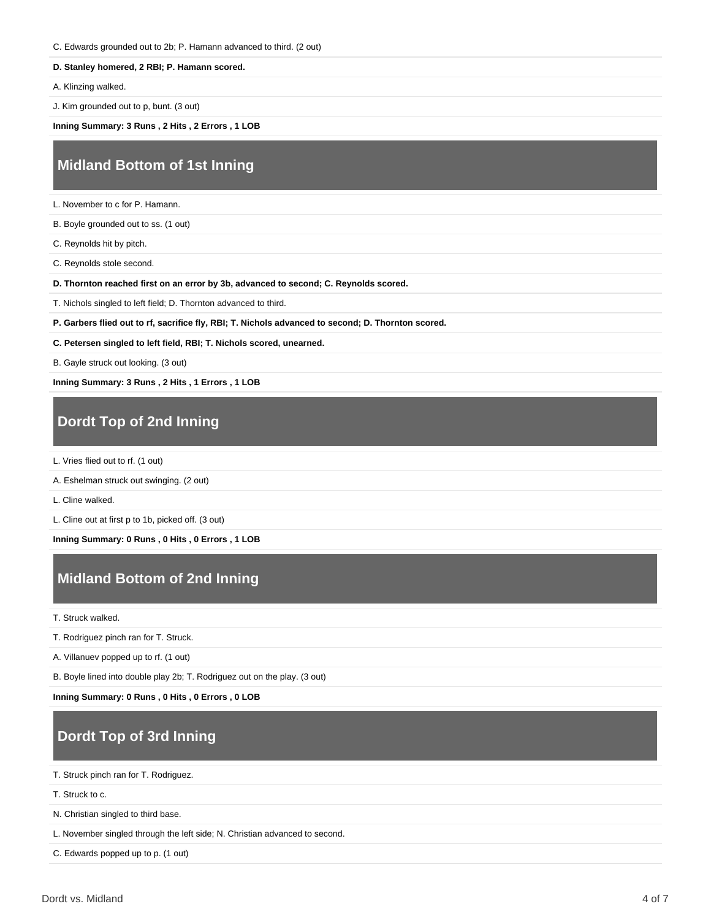C. Edwards grounded out to 2b; P. Hamann advanced to third. (2 out)

**D. Stanley homered, 2 RBI; P. Hamann scored.**

A. Klinzing walked.

J. Kim grounded out to p, bunt. (3 out)

**Inning Summary: 3 Runs , 2 Hits , 2 Errors , 1 LOB**

## Midland Bottom of 1st Inning

L. November to c for P. Hamann.

B. Boyle grounded out to ss. (1 out)

C. Reynolds hit by pitch.

C. Reynolds stole second.

**D. Thornton reached first on an error by 3b, advanced to second; C. Reynolds scored.**

T. Nichols singled to left field; D. Thornton advanced to third.

**P. Garbers flied out to rf, sacrifice fly, RBI; T. Nichols advanced to second; D. Thornton scored.**

**C. Petersen singled to left field, RBI; T. Nichols scored, unearned.**

B. Gayle struck out looking. (3 out)

**Inning Summary: 3 Runs , 2 Hits , 1 Errors , 1 LOB**

## Dordt Top of 2nd Inning

L. Vries flied out to rf. (1 out)

A. Eshelman struck out swinging. (2 out)

L. Cline walked.

L. Cline out at first p to 1b, picked off. (3 out)

**Inning Summary: 0 Runs , 0 Hits , 0 Errors , 1 LOB**

## Midland Bottom of 2nd Inning

T. Struck walked.

T. Rodriguez pinch ran for T. Struck.

A. Villanuev popped up to rf. (1 out)

B. Boyle lined into double play 2b; T. Rodriguez out on the play. (3 out)

**Inning Summary: 0 Runs , 0 Hits , 0 Errors , 0 LOB**

## Dordt Top of 3rd Inning

T. Struck pinch ran for T. Rodriguez.

T. Struck to c.

N. Christian singled to third base.

L. November singled through the left side; N. Christian advanced to second.

C. Edwards popped up to p. (1 out)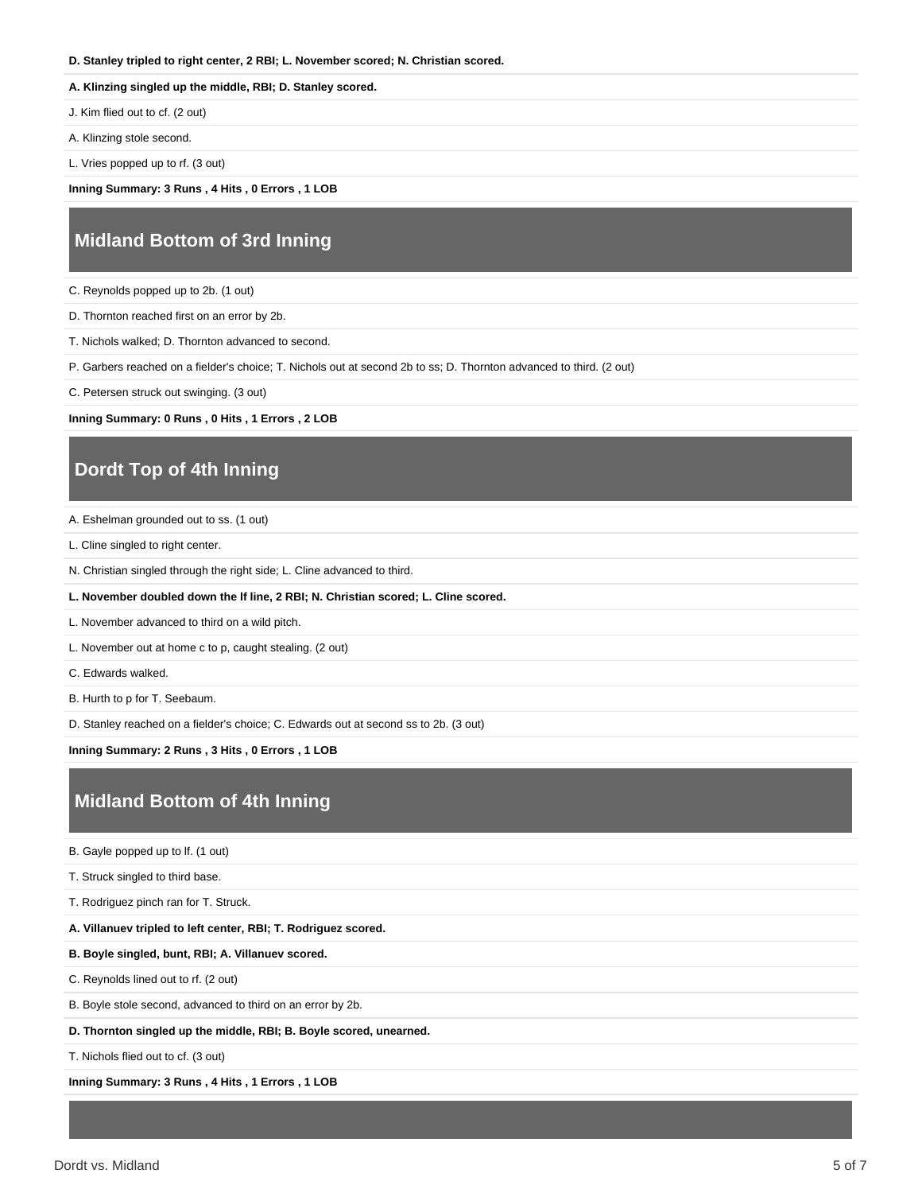**D. Stanley tripled to right center, 2 RBI; L. November scored; N. Christian scored.**

**A. Klinzing singled up the middle, RBI; D. Stanley scored.**

J. Kim flied out to cf. (2 out)

A. Klinzing stole second.

L. Vries popped up to rf. (3 out)

**Inning Summary: 3 Runs , 4 Hits , 0 Errors , 1 LOB**

## Midland Bottom of 3rd Inning

C. Reynolds popped up to 2b. (1 out)

D. Thornton reached first on an error by 2b.

T. Nichols walked; D. Thornton advanced to second.

P. Garbers reached on a fielder's choice; T. Nichols out at second 2b to ss; D. Thornton advanced to third. (2 out)

C. Petersen struck out swinging. (3 out)

**Inning Summary: 0 Runs , 0 Hits , 1 Errors , 2 LOB**

## Dordt Top of 4th Inning

A. Eshelman grounded out to ss. (1 out)

L. Cline singled to right center.

N. Christian singled through the right side; L. Cline advanced to third.

**L. November doubled down the lf line, 2 RBI; N. Christian scored; L. Cline scored.**

L. November advanced to third on a wild pitch.

L. November out at home c to p, caught stealing. (2 out)

C. Edwards walked.

B. Hurth to p for T. Seebaum.

D. Stanley reached on a fielder's choice; C. Edwards out at second ss to 2b. (3 out)

**Inning Summary: 2 Runs , 3 Hits , 0 Errors , 1 LOB**

## Midland Bottom of 4th Inning

B. Gayle popped up to lf. (1 out)

T. Struck singled to third base.

T. Rodriguez pinch ran for T. Struck.

**A. Villanuev tripled to left center, RBI; T. Rodriguez scored.**

**B. Boyle singled, bunt, RBI; A. Villanuev scored.**

C. Reynolds lined out to rf. (2 out)

B. Boyle stole second, advanced to third on an error by 2b.

**D. Thornton singled up the middle, RBI; B. Boyle scored, unearned.**

T. Nichols flied out to cf. (3 out)

**Inning Summary: 3 Runs , 4 Hits , 1 Errors , 1 LOB**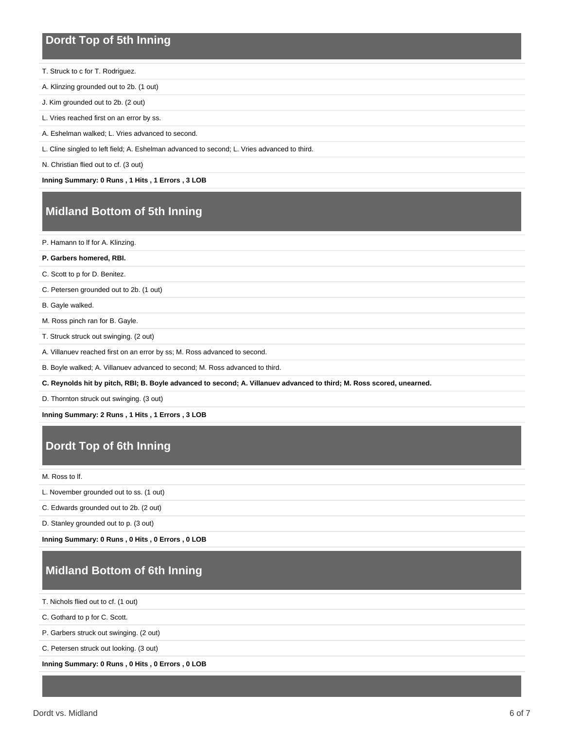## Dordt Top of 5th Inning

T. Struck to c for T. Rodriguez.

A. Klinzing grounded out to 2b. (1 out)

J. Kim grounded out to 2b. (2 out)

L. Vries reached first on an error by ss.

A. Eshelman walked; L. Vries advanced to second.

L. Cline singled to left field; A. Eshelman advanced to second; L. Vries advanced to third.

N. Christian flied out to cf. (3 out)

**Inning Summary: 0 Runs , 1 Hits , 1 Errors , 3 LOB**

## Midland Bottom of 5th Inning

P. Hamann to lf for A. Klinzing.

**P. Garbers homered, RBI.**

C. Scott to p for D. Benitez.

C. Petersen grounded out to 2b. (1 out)

B. Gayle walked.

M. Ross pinch ran for B. Gayle.

T. Struck struck out swinging. (2 out)

A. Villanuev reached first on an error by ss; M. Ross advanced to second.

B. Boyle walked; A. Villanuev advanced to second; M. Ross advanced to third.

**C. Reynolds hit by pitch, RBI; B. Boyle advanced to second; A. Villanuev advanced to third; M. Ross scored, unearned.**

D. Thornton struck out swinging. (3 out)

**Inning Summary: 2 Runs , 1 Hits , 1 Errors , 3 LOB**

## Dordt Top of 6th Inning

M. Ross to lf.

L. November grounded out to ss. (1 out)

C. Edwards grounded out to 2b. (2 out)

D. Stanley grounded out to p. (3 out)

**Inning Summary: 0 Runs , 0 Hits , 0 Errors , 0 LOB**

## Midland Bottom of 6th Inning

T. Nichols flied out to cf. (1 out)

C. Gothard to p for C. Scott.

P. Garbers struck out swinging. (2 out)

C. Petersen struck out looking. (3 out)

**Inning Summary: 0 Runs , 0 Hits , 0 Errors , 0 LOB**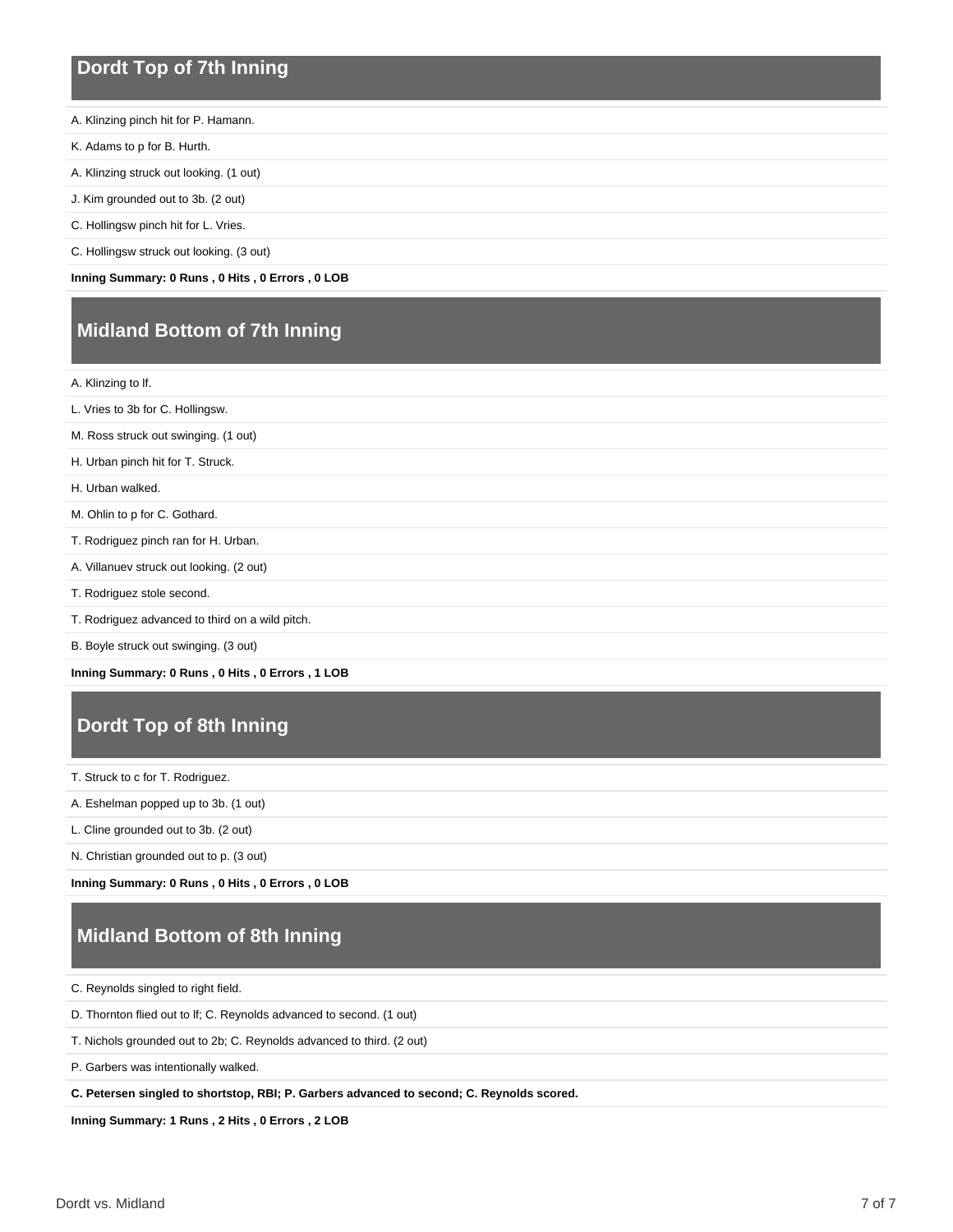## Dordt Top of 7th Inning

A. Klinzing pinch hit for P. Hamann.

K. Adams to p for B. Hurth.

A. Klinzing struck out looking. (1 out)

J. Kim grounded out to 3b. (2 out)

C. Hollingsw pinch hit for L. Vries.

C. Hollingsw struck out looking. (3 out)

**Inning Summary: 0 Runs , 0 Hits , 0 Errors , 0 LOB**

## Midland Bottom of 7th Inning

A. Klinzing to lf.

L. Vries to 3b for C. Hollingsw.

M. Ross struck out swinging. (1 out)

H. Urban pinch hit for T. Struck.

H. Urban walked.

M. Ohlin to p for C. Gothard.

T. Rodriguez pinch ran for H. Urban.

A. Villanuev struck out looking. (2 out)

T. Rodriguez stole second.

T. Rodriguez advanced to third on a wild pitch.

B. Boyle struck out swinging. (3 out)

**Inning Summary: 0 Runs , 0 Hits , 0 Errors , 1 LOB**

## Dordt Top of 8th Inning

T. Struck to c for T. Rodriguez.

A. Eshelman popped up to 3b. (1 out)

L. Cline grounded out to 3b. (2 out)

N. Christian grounded out to p. (3 out)

**Inning Summary: 0 Runs , 0 Hits , 0 Errors , 0 LOB**

## Midland Bottom of 8th Inning

C. Reynolds singled to right field.

D. Thornton flied out to lf; C. Reynolds advanced to second. (1 out)

T. Nichols grounded out to 2b; C. Reynolds advanced to third. (2 out)

P. Garbers was intentionally walked.

**C. Petersen singled to shortstop, RBI; P. Garbers advanced to second; C. Reynolds scored.**

**Inning Summary: 1 Runs , 2 Hits , 0 Errors , 2 LOB**